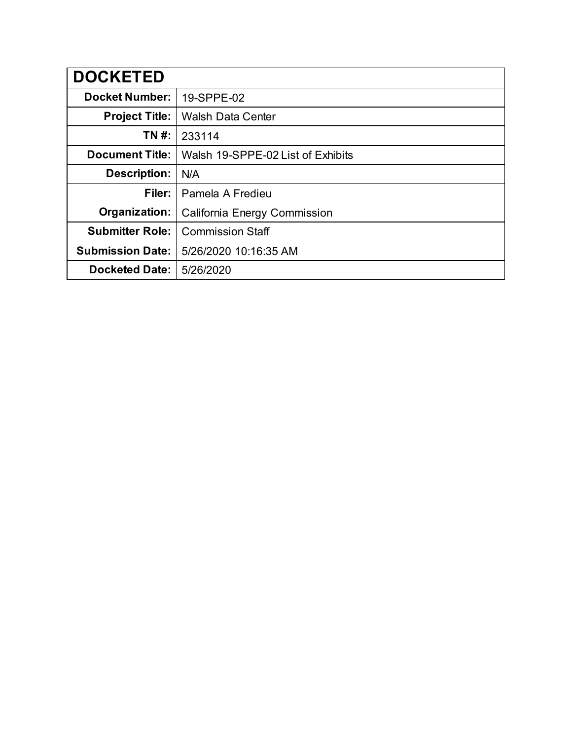| DOCKETED | |
|---|---|
| **Docket Number:** | 19-SPPE-02 |
| **Project Title:** | Walsh Data Center |
| **TN #:** | 233114 |
| **Document Title:** | Walsh 19-SPPE-02 List of Exhibits |
| **Description:** | N/A |
| **Filer:** | Pamela A Fredieu |
| **Organization:** | California Energy Commission |
| **Submitter Role:** | Commission Staff |
| **Submission Date:** | 5/26/2020 10:16:35 AM |
| **Docketed Date:** | 5/26/2020 |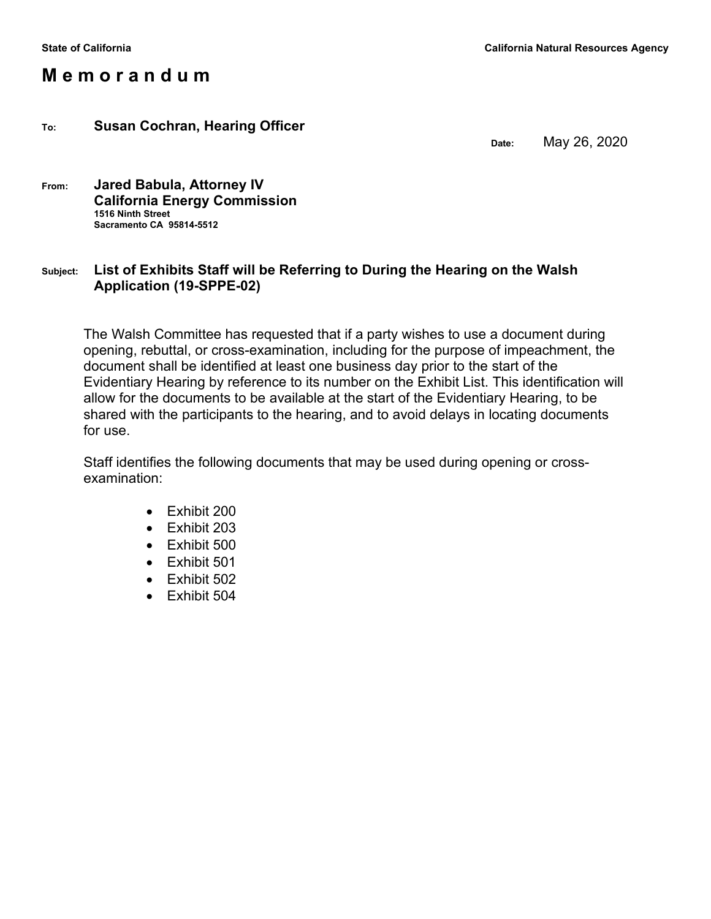State of California                                                                                    California Natural Resources Agency

# M e m o r a n d u m

**To:** **Susan Cochran, Hearing Officer**

**Date:** May 26, 2020

**From:** **Jared Babula, Attorney IV**
**California Energy Commission**
**1516 Ninth Street**
**Sacramento CA 95814-5512**

**Subject:** **List of Exhibits Staff will be Referring to During the Hearing on the Walsh Application (19-SPPE-02)**

The Walsh Committee has requested that if a party wishes to use a document during opening, rebuttal, or cross-examination, including for the purpose of impeachment, the document shall be identified at least one business day prior to the start of the Evidentiary Hearing by reference to its number on the Exhibit List. This identification will allow for the documents to be available at the start of the Evidentiary Hearing, to be shared with the participants to the hearing, and to avoid delays in locating documents for use.

Staff identifies the following documents that may be used during opening or cross-examination:

- Exhibit 200
- Exhibit 203
- Exhibit 500
- Exhibit 501
- Exhibit 502
- Exhibit 504